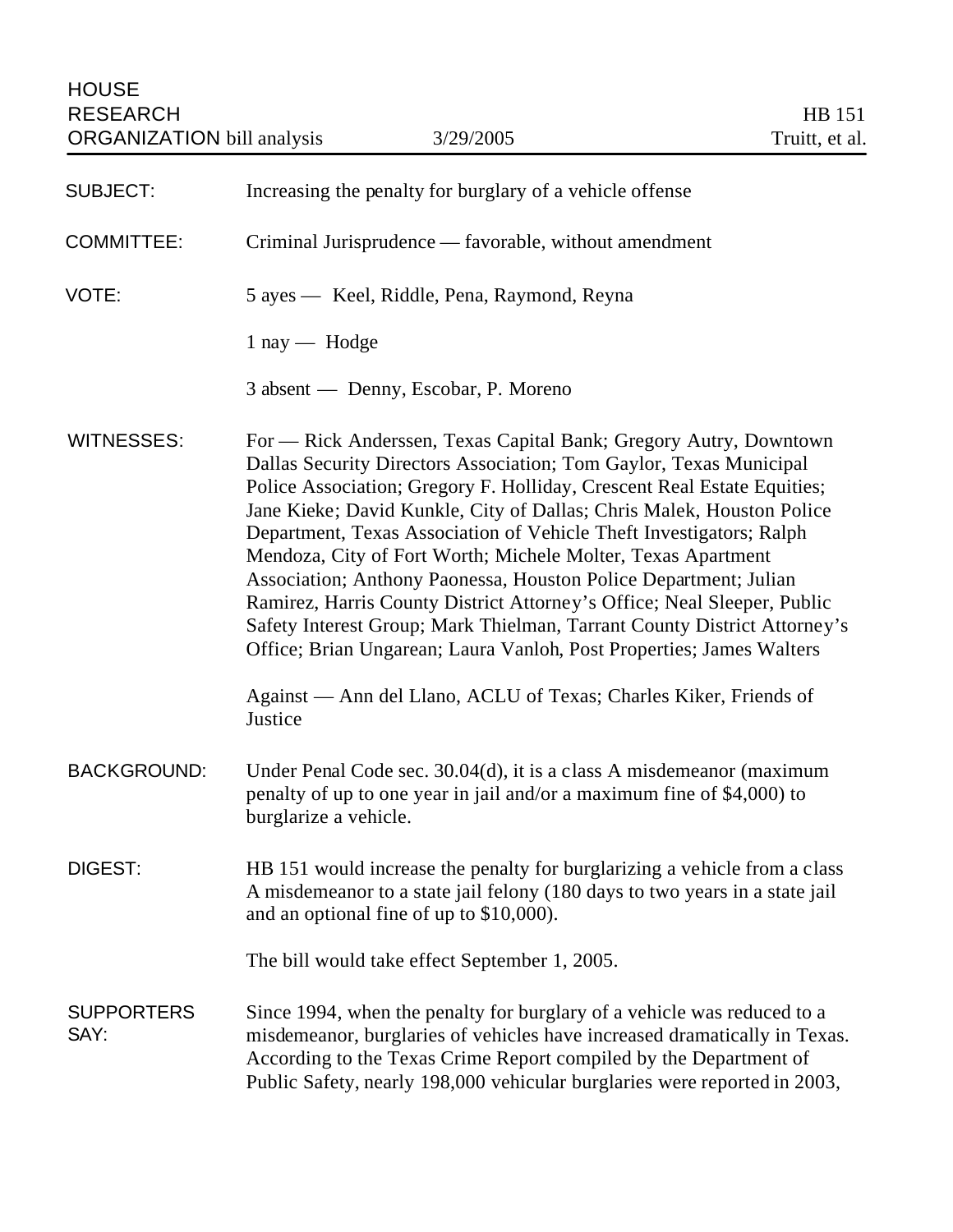HOUSE
RESEARCH
ORGANIZATION bill analysis — 3/29/2005 — HB 151 — Truitt, et al.

| | |
|---|---|
| SUBJECT: | Increasing the penalty for burglary of a vehicle offense |
| COMMITTEE: | Criminal Jurisprudence — favorable, without amendment |
| VOTE: | 5 ayes — Keel, Riddle, Pena, Raymond, Reyna<br><br>1 nay — Hodge<br><br>3 absent — Denny, Escobar, P. Moreno |
| WITNESSES: | For — Rick Anderssen, Texas Capital Bank; Gregory Autry, Downtown Dallas Security Directors Association; Tom Gaylor, Texas Municipal Police Association; Gregory F. Holliday, Crescent Real Estate Equities; Jane Kieke; David Kunkle, City of Dallas; Chris Malek, Houston Police Department, Texas Association of Vehicle Theft Investigators; Ralph Mendoza, City of Fort Worth; Michele Molter, Texas Apartment Association; Anthony Paonessa, Houston Police Department; Julian Ramirez, Harris County District Attorney's Office; Neal Sleeper, Public Safety Interest Group; Mark Thielman, Tarrant County District Attorney's Office; Brian Ungarean; Laura Vanloh, Post Properties; James Walters<br><br>Against — Ann del Llano, ACLU of Texas; Charles Kiker, Friends of Justice |
| BACKGROUND: | Under Penal Code sec. 30.04(d), it is a class A misdemeanor (maximum penalty of up to one year in jail and/or a maximum fine of $4,000) to burglarize a vehicle. |
| DIGEST: | HB 151 would increase the penalty for burglarizing a vehicle from a class A misdemeanor to a state jail felony (180 days to two years in a state jail and an optional fine of up to $10,000).<br><br>The bill would take effect September 1, 2005. |
| SUPPORTERS SAY: | Since 1994, when the penalty for burglary of a vehicle was reduced to a misdemeanor, burglaries of vehicles have increased dramatically in Texas. According to the Texas Crime Report compiled by the Department of Public Safety, nearly 198,000 vehicular burglaries were reported in 2003, |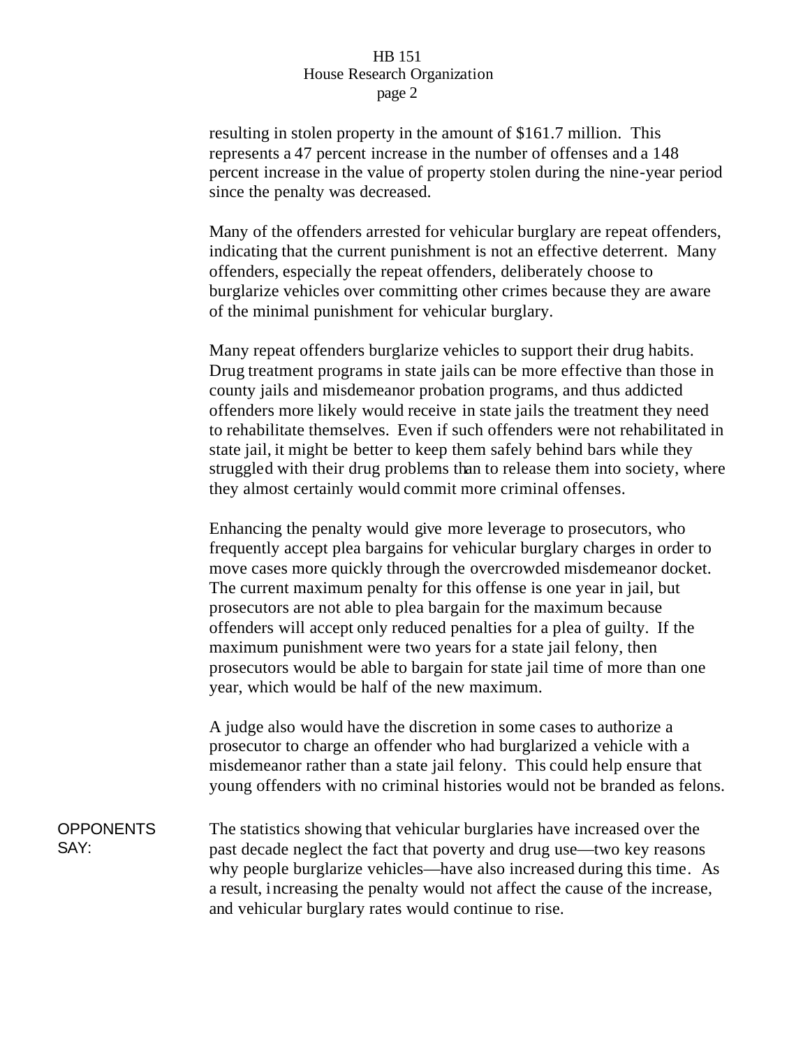resulting in stolen property in the amount of $161.7 million. This represents a 47 percent increase in the number of offenses and a 148 percent increase in the value of property stolen during the nine-year period since the penalty was decreased.

Many of the offenders arrested for vehicular burglary are repeat offenders, indicating that the current punishment is not an effective deterrent. Many offenders, especially the repeat offenders, deliberately choose to burglarize vehicles over committing other crimes because they are aware of the minimal punishment for vehicular burglary.

Many repeat offenders burglarize vehicles to support their drug habits. Drug treatment programs in state jails can be more effective than those in county jails and misdemeanor probation programs, and thus addicted offenders more likely would receive in state jails the treatment they need to rehabilitate themselves. Even if such offenders were not rehabilitated in state jail, it might be better to keep them safely behind bars while they struggled with their drug problems than to release them into society, where they almost certainly would commit more criminal offenses.

Enhancing the penalty would give more leverage to prosecutors, who frequently accept plea bargains for vehicular burglary charges in order to move cases more quickly through the overcrowded misdemeanor docket. The current maximum penalty for this offense is one year in jail, but prosecutors are not able to plea bargain for the maximum because offenders will accept only reduced penalties for a plea of guilty. If the maximum punishment were two years for a state jail felony, then prosecutors would be able to bargain for state jail time of more than one year, which would be half of the new maximum.

A judge also would have the discretion in some cases to authorize a prosecutor to charge an offender who had burglarized a vehicle with a misdemeanor rather than a state jail felony. This could help ensure that young offenders with no criminal histories would not be branded as felons.

**OPPONENTS SAY:**

The statistics showing that vehicular burglaries have increased over the past decade neglect the fact that poverty and drug use—two key reasons why people burglarize vehicles—have also increased during this time. As a result, increasing the penalty would not affect the cause of the increase, and vehicular burglary rates would continue to rise.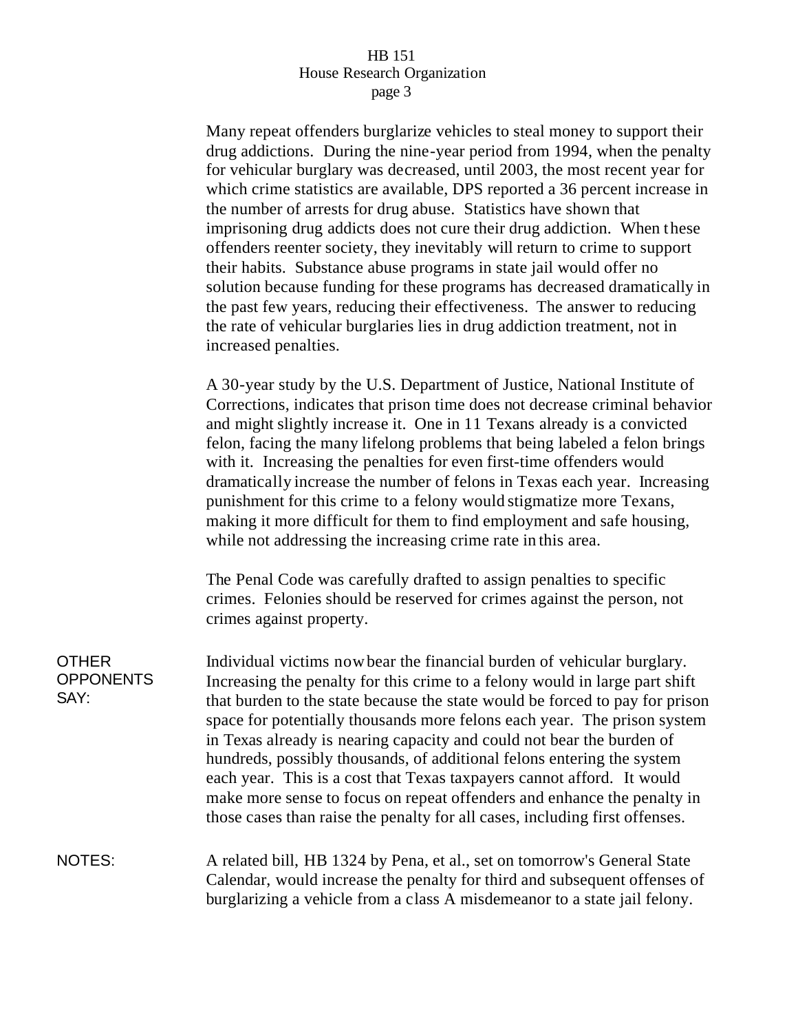Many repeat offenders burglarize vehicles to steal money to support their drug addictions. During the nine-year period from 1994, when the penalty for vehicular burglary was decreased, until 2003, the most recent year for which crime statistics are available, DPS reported a 36 percent increase in the number of arrests for drug abuse. Statistics have shown that imprisoning drug addicts does not cure their drug addiction. When these offenders reenter society, they inevitably will return to crime to support their habits. Substance abuse programs in state jail would offer no solution because funding for these programs has decreased dramatically in the past few years, reducing their effectiveness. The answer to reducing the rate of vehicular burglaries lies in drug addiction treatment, not in increased penalties.

A 30-year study by the U.S. Department of Justice, National Institute of Corrections, indicates that prison time does not decrease criminal behavior and might slightly increase it. One in 11 Texans already is a convicted felon, facing the many lifelong problems that being labeled a felon brings with it. Increasing the penalties for even first-time offenders would dramatically increase the number of felons in Texas each year. Increasing punishment for this crime to a felony would stigmatize more Texans, making it more difficult for them to find employment and safe housing, while not addressing the increasing crime rate in this area.

The Penal Code was carefully drafted to assign penalties to specific crimes. Felonies should be reserved for crimes against the person, not crimes against property.

**OTHER OPPONENTS SAY:**

Individual victims now bear the financial burden of vehicular burglary. Increasing the penalty for this crime to a felony would in large part shift that burden to the state because the state would be forced to pay for prison space for potentially thousands more felons each year. The prison system in Texas already is nearing capacity and could not bear the burden of hundreds, possibly thousands, of additional felons entering the system each year. This is a cost that Texas taxpayers cannot afford. It would make more sense to focus on repeat offenders and enhance the penalty in those cases than raise the penalty for all cases, including first offenses.

**NOTES:**

A related bill, HB 1324 by Pena, et al., set on tomorrow's General State Calendar, would increase the penalty for third and subsequent offenses of burglarizing a vehicle from a class A misdemeanor to a state jail felony.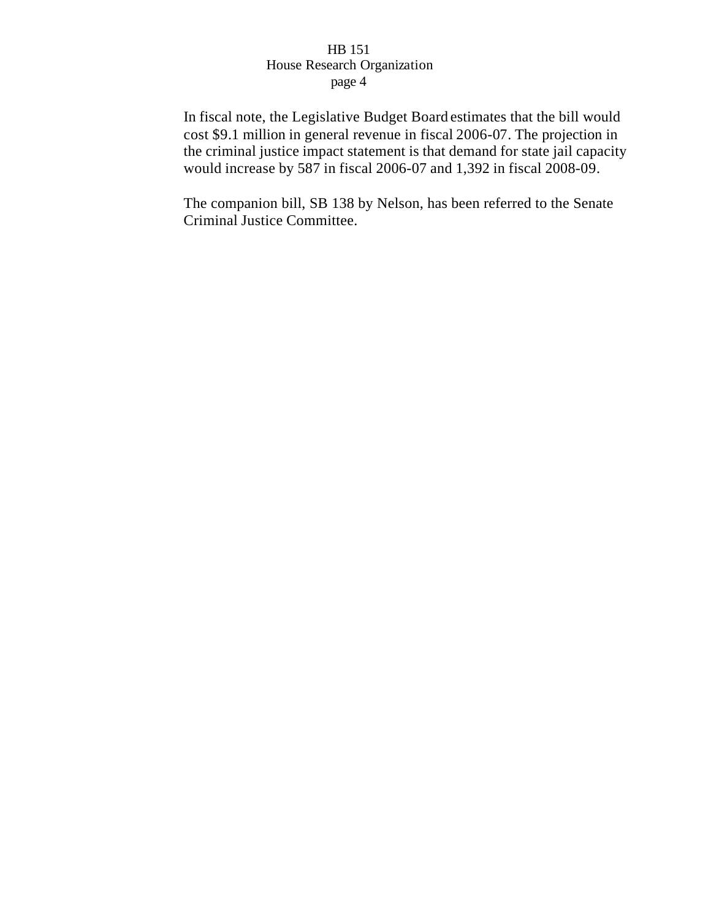In fiscal note, the Legislative Budget Board estimates that the bill would cost $9.1 million in general revenue in fiscal 2006-07. The projection in the criminal justice impact statement is that demand for state jail capacity would increase by 587 in fiscal 2006-07 and 1,392 in fiscal 2008-09.

The companion bill, SB 138 by Nelson, has been referred to the Senate Criminal Justice Committee.